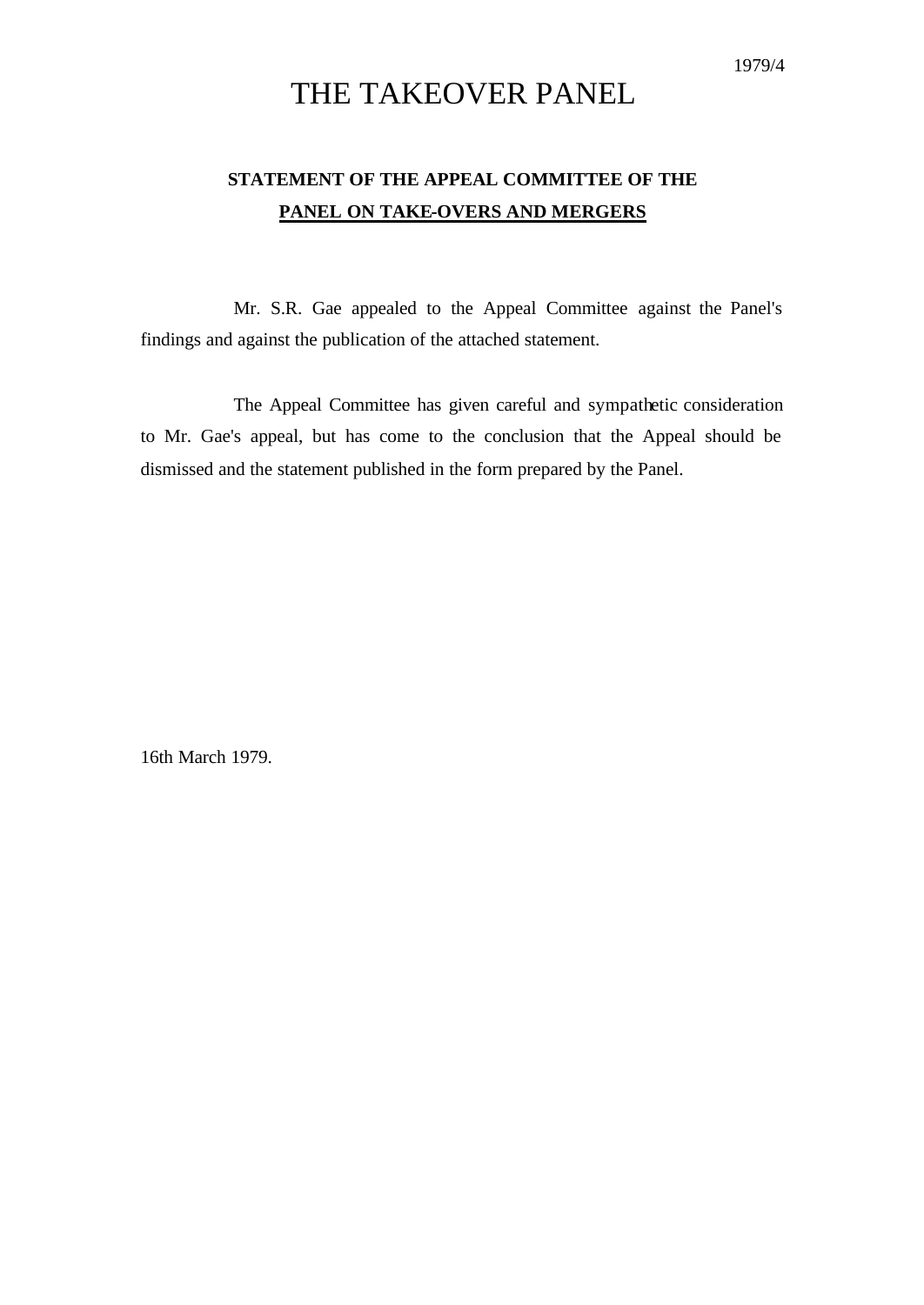1979/4

# THE TAKEOVER PANEL

## STATEMENT OF THE APPEAL COMMITTEE OF THE PANEL ON TAKE-OVERS AND MERGERS

Mr. S.R. Gae appealed to the Appeal Committee against the Panel's findings and against the publication of the attached statement.

The Appeal Committee has given careful and sympathetic consideration to Mr. Gae's appeal, but has come to the conclusion that the Appeal should be dismissed and the statement published in the form prepared by the Panel.

16th March 1979.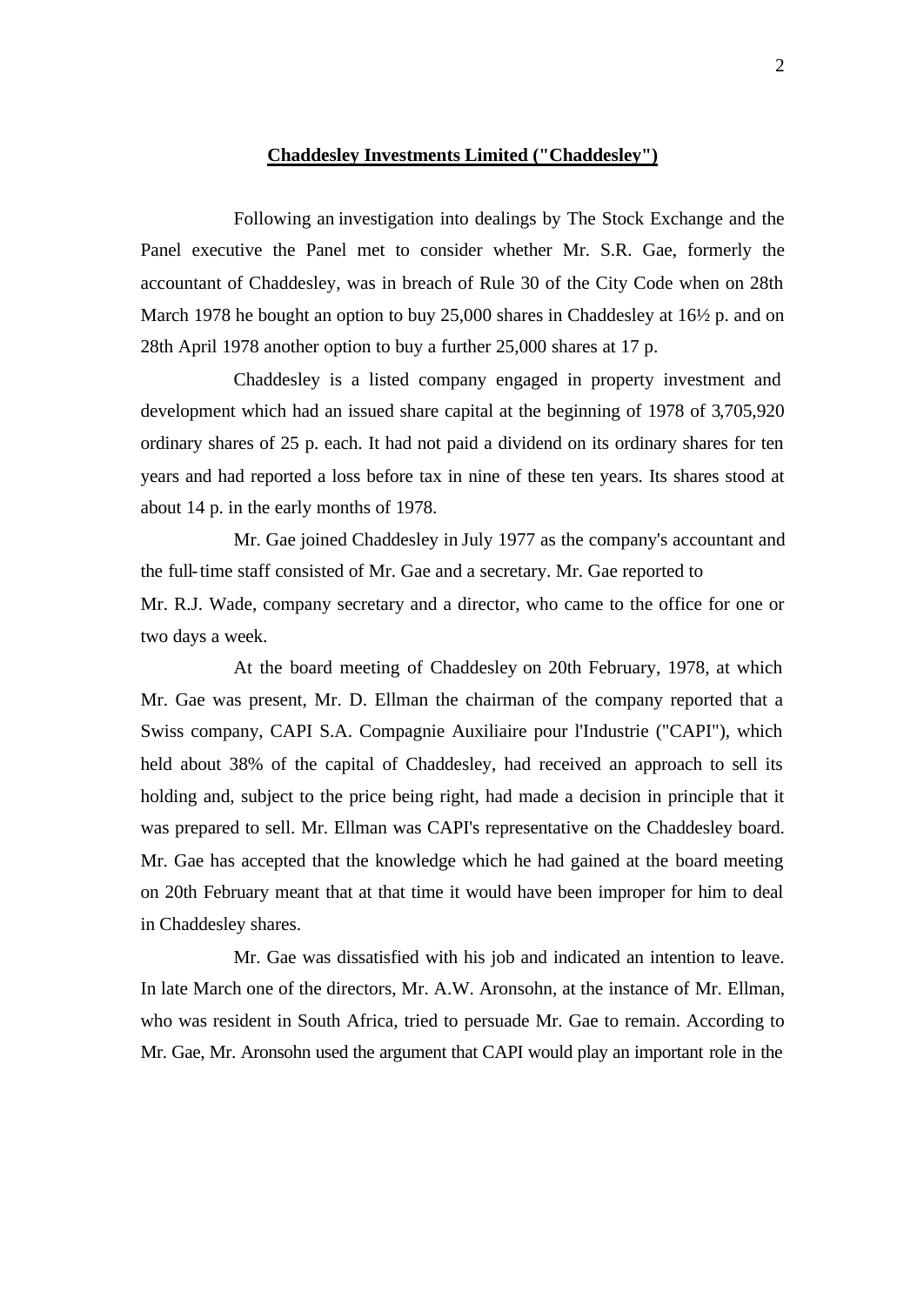**Chaddesley Investments Limited ("Chaddesley")**

Following an investigation into dealings by The Stock Exchange and the Panel executive the Panel met to consider whether Mr. S.R. Gae, formerly the accountant of Chaddesley, was in breach of Rule 30 of the City Code when on 28th March 1978 he bought an option to buy 25,000 shares in Chaddesley at 16½ p. and on 28th April 1978 another option to buy a further 25,000 shares at 17 p.

Chaddesley is a listed company engaged in property investment and development which had an issued share capital at the beginning of 1978 of 3,705,920 ordinary shares of 25 p. each. It had not paid a dividend on its ordinary shares for ten years and had reported a loss before tax in nine of these ten years. Its shares stood at about 14 p. in the early months of 1978.

Mr. Gae joined Chaddesley in July 1977 as the company's accountant and the full-time staff consisted of Mr. Gae and a secretary. Mr. Gae reported to Mr. R.J. Wade, company secretary and a director, who came to the office for one or two days a week.

At the board meeting of Chaddesley on 20th February, 1978, at which Mr. Gae was present, Mr. D. Ellman the chairman of the company reported that a Swiss company, CAPI S.A. Compagnie Auxiliaire pour l'Industrie ("CAPI"), which held about 38% of the capital of Chaddesley, had received an approach to sell its holding and, subject to the price being right, had made a decision in principle that it was prepared to sell. Mr. Ellman was CAPI's representative on the Chaddesley board. Mr. Gae has accepted that the knowledge which he had gained at the board meeting on 20th February meant that at that time it would have been improper for him to deal in Chaddesley shares.

Mr. Gae was dissatisfied with his job and indicated an intention to leave. In late March one of the directors, Mr. A.W. Aronsohn, at the instance of Mr. Ellman, who was resident in South Africa, tried to persuade Mr. Gae to remain. According to Mr. Gae, Mr. Aronsohn used the argument that CAPI would play an important role in the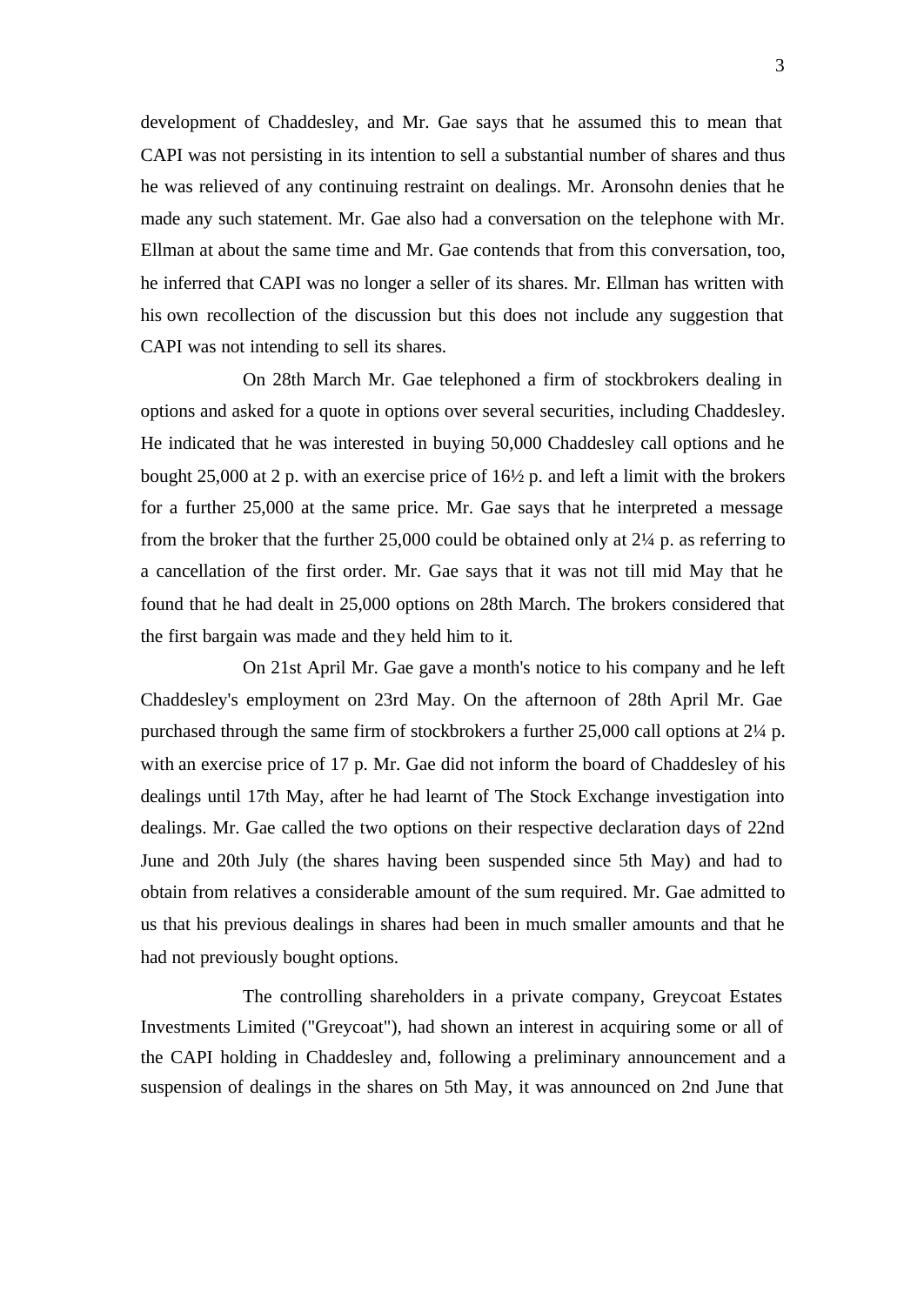development of Chaddesley, and Mr. Gae says that he assumed this to mean that CAPI was not persisting in its intention to sell a substantial number of shares and thus he was relieved of any continuing restraint on dealings. Mr. Aronsohn denies that he made any such statement. Mr. Gae also had a conversation on the telephone with Mr. Ellman at about the same time and Mr. Gae contends that from this conversation, too, he inferred that CAPI was no longer a seller of its shares. Mr. Ellman has written with his own recollection of the discussion but this does not include any suggestion that CAPI was not intending to sell its shares.

On 28th March Mr. Gae telephoned a firm of stockbrokers dealing in options and asked for a quote in options over several securities, including Chaddesley. He indicated that he was interested in buying 50,000 Chaddesley call options and he bought 25,000 at 2 p. with an exercise price of 16½ p. and left a limit with the brokers for a further 25,000 at the same price. Mr. Gae says that he interpreted a message from the broker that the further 25,000 could be obtained only at 2¼ p. as referring to a cancellation of the first order. Mr. Gae says that it was not till mid May that he found that he had dealt in 25,000 options on 28th March. The brokers considered that the first bargain was made and they held him to it.

On 21st April Mr. Gae gave a month's notice to his company and he left Chaddesley's employment on 23rd May. On the afternoon of 28th April Mr. Gae purchased through the same firm of stockbrokers a further 25,000 call options at 2¼ p. with an exercise price of 17 p. Mr. Gae did not inform the board of Chaddesley of his dealings until 17th May, after he had learnt of The Stock Exchange investigation into dealings. Mr. Gae called the two options on their respective declaration days of 22nd June and 20th July (the shares having been suspended since 5th May) and had to obtain from relatives a considerable amount of the sum required. Mr. Gae admitted to us that his previous dealings in shares had been in much smaller amounts and that he had not previously bought options.

The controlling shareholders in a private company, Greycoat Estates Investments Limited ("Greycoat"), had shown an interest in acquiring some or all of the CAPI holding in Chaddesley and, following a preliminary announcement and a suspension of dealings in the shares on 5th May, it was announced on 2nd June that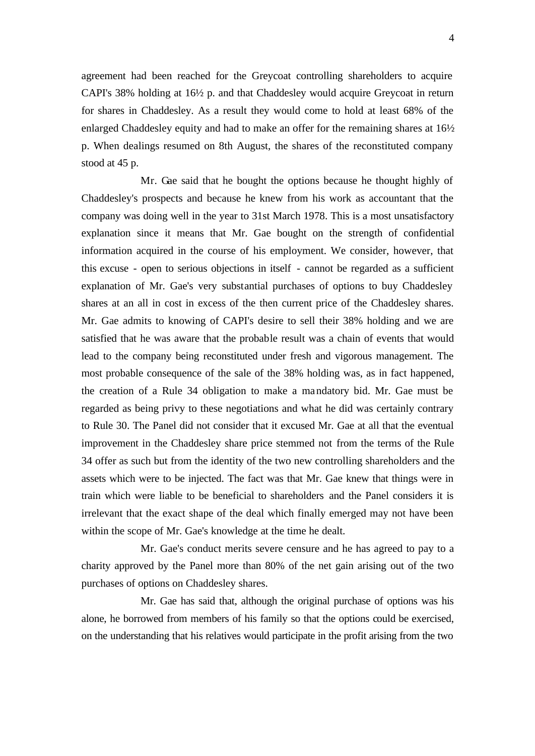agreement had been reached for the Greycoat controlling shareholders to acquire CAPI's 38% holding at 16½ p. and that Chaddesley would acquire Greycoat in return for shares in Chaddesley. As a result they would come to hold at least 68% of the enlarged Chaddesley equity and had to make an offer for the remaining shares at 16½ p. When dealings resumed on 8th August, the shares of the reconstituted company stood at 45 p.

Mr. Gae said that he bought the options because he thought highly of Chaddesley's prospects and because he knew from his work as accountant that the company was doing well in the year to 31st March 1978. This is a most unsatisfactory explanation since it means that Mr. Gae bought on the strength of confidential information acquired in the course of his employment. We consider, however, that this excuse - open to serious objections in itself - cannot be regarded as a sufficient explanation of Mr. Gae's very substantial purchases of options to buy Chaddesley shares at an all in cost in excess of the then current price of the Chaddesley shares. Mr. Gae admits to knowing of CAPI's desire to sell their 38% holding and we are satisfied that he was aware that the probable result was a chain of events that would lead to the company being reconstituted under fresh and vigorous management. The most probable consequence of the sale of the 38% holding was, as in fact happened, the creation of a Rule 34 obligation to make a mandatory bid. Mr. Gae must be regarded as being privy to these negotiations and what he did was certainly contrary to Rule 30. The Panel did not consider that it excused Mr. Gae at all that the eventual improvement in the Chaddesley share price stemmed not from the terms of the Rule 34 offer as such but from the identity of the two new controlling shareholders and the assets which were to be injected. The fact was that Mr. Gae knew that things were in train which were liable to be beneficial to shareholders and the Panel considers it is irrelevant that the exact shape of the deal which finally emerged may not have been within the scope of Mr. Gae's knowledge at the time he dealt.

Mr. Gae's conduct merits severe censure and he has agreed to pay to a charity approved by the Panel more than 80% of the net gain arising out of the two purchases of options on Chaddesley shares.

Mr. Gae has said that, although the original purchase of options was his alone, he borrowed from members of his family so that the options could be exercised, on the understanding that his relatives would participate in the profit arising from the two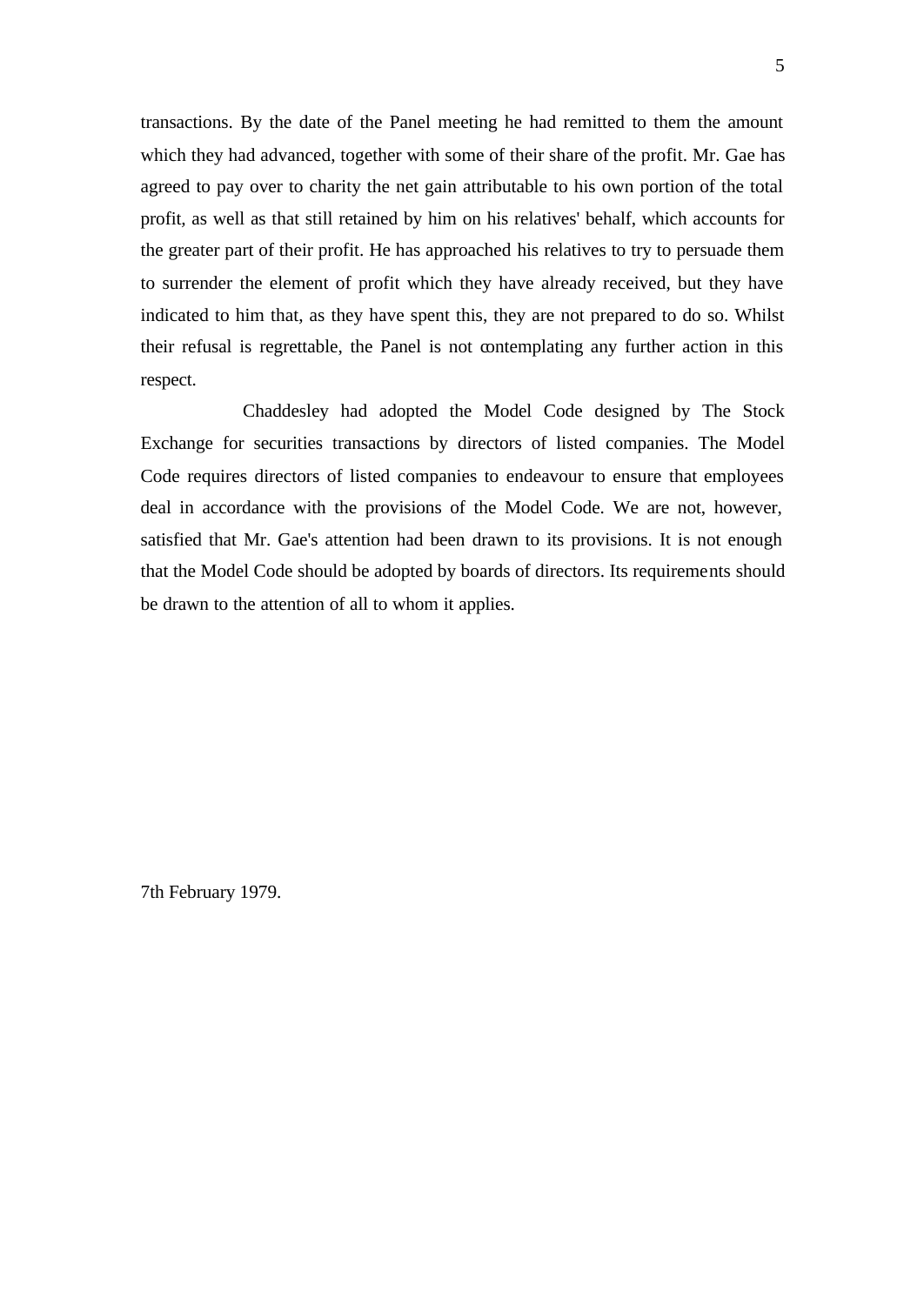transactions. By the date of the Panel meeting he had remitted to them the amount which they had advanced, together with some of their share of the profit. Mr. Gae has agreed to pay over to charity the net gain attributable to his own portion of the total profit, as well as that still retained by him on his relatives' behalf, which accounts for the greater part of their profit. He has approached his relatives to try to persuade them to surrender the element of profit which they have already received, but they have indicated to him that, as they have spent this, they are not prepared to do so. Whilst their refusal is regrettable, the Panel is not contemplating any further action in this respect.

Chaddesley had adopted the Model Code designed by The Stock Exchange for securities transactions by directors of listed companies. The Model Code requires directors of listed companies to endeavour to ensure that employees deal in accordance with the provisions of the Model Code. We are not, however, satisfied that Mr. Gae's attention had been drawn to its provisions. It is not enough that the Model Code should be adopted by boards of directors. Its requirements should be drawn to the attention of all to whom it applies.

7th February 1979.